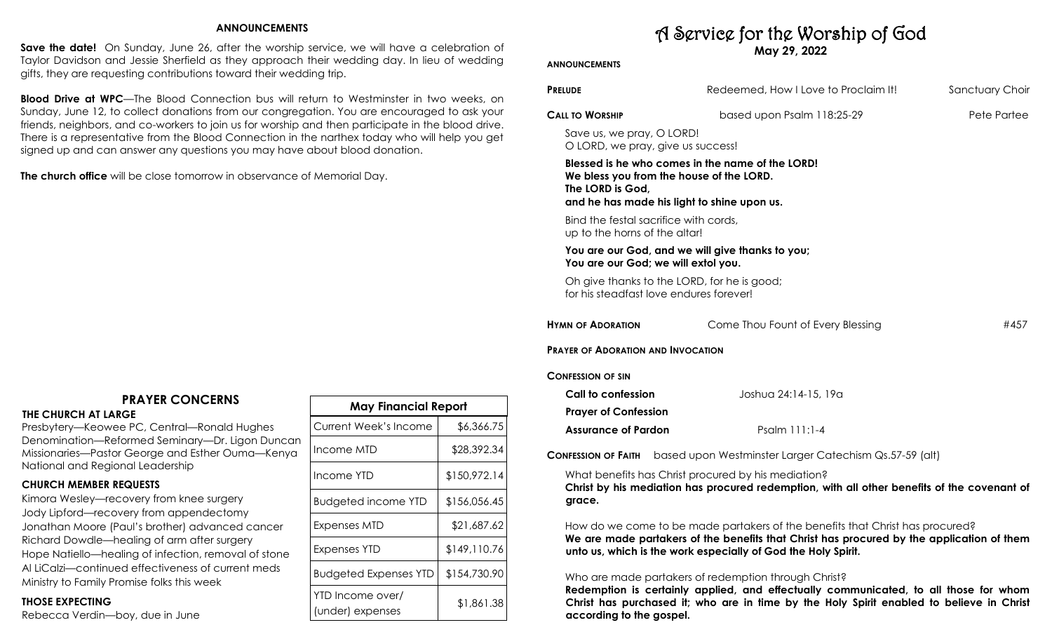## ANNOUNCEMENTS

**Save the date!** On Sunday, June 26, after the worship service, we will have a celebration of Taylor Davidson and Jessie Sherfield as they approach their wedding day. In lieu of wedding gifts, they are requesting contributions toward their wedding trip.

**Blood Drive at WPC**—The Blood Connection bus will return to Westminster in two weeks, on Sunday, June 12, to collect donations from our congregation. You are encouraged to ask your friends, neighbors, and co-workers to join us for worship and then participate in the blood drive. There is a representative from the Blood Connection in the narthex today who will help you get signed up and can answer any questions you may have about blood donation.

**The church office** will be close tomorrow in observance of Memorial Day.

## PRAYER CONCERNS

**THE CHURCH AT LARGE**

Presbytery—Keowee PC, Central—Ronald Hughes
Denomination—Reformed Seminary—Dr. Ligon Duncan
Missionaries—Pastor George and Esther Ouma—Kenya
National and Regional Leadership

**CHURCH MEMBER REQUESTS**

Kimora Wesley—recovery from knee surgery
Jody Lipford—recovery from appendectomy
Jonathan Moore (Paul's brother) advanced cancer
Richard Dowdle—healing of arm after surgery
Hope Natiello—healing of infection, removal of stone
Al LiCalzi—continued effectiveness of current meds
Ministry to Family Promise folks this week

**THOSE EXPECTING**

Rebecca Verdin—boy, due in June

| May Financial Report | |
|---|---|
| Current Week's Income | $6,366.75 |
| Income MTD | $28,392.34 |
| Income YTD | $150,972.14 |
| Budgeted income YTD | $156,056.45 |
| Expenses MTD | $21,687.62 |
| Expenses YTD | $149,110.76 |
| Budgeted Expenses YTD | $154,730.90 |
| YTD Income over/ (under) expenses | $1,861.38 |

# A Service for the Worship of God

**May 29, 2022**

**ANNOUNCEMENTS**

**PRELUDE** — Redeemed, How I Love to Proclaim It! — Sanctuary Choir

**CALL TO WORSHIP** — based upon Psalm 118:25-29 — Pete Partee

Save us, we pray, O LORD!
O LORD, we pray, give us success!

**Blessed is he who comes in the name of the LORD!**
**We bless you from the house of the LORD.**
**The LORD is God,**
**and he has made his light to shine upon us.**

Bind the festal sacrifice with cords,
up to the horns of the altar!

**You are our God, and we will give thanks to you;**
**You are our God; we will extol you.**

Oh give thanks to the LORD, for he is good;
for his steadfast love endures forever!

**HYMN OF ADORATION** — Come Thou Fount of Every Blessing — #457

**PRAYER OF ADORATION AND INVOCATION**

**CONFESSION OF SIN**

**Call to confession** — Joshua 24:14-15, 19a

**Prayer of Confession**

**Assurance of Pardon** — Psalm 111:1-4

**CONFESSION OF FAITH** — based upon Westminster Larger Catechism Qs.57-59 (alt)

What benefits has Christ procured by his mediation?
**Christ by his mediation has procured redemption, with all other benefits of the covenant of grace.**

How do we come to be made partakers of the benefits that Christ has procured?
**We are made partakers of the benefits that Christ has procured by the application of them unto us, which is the work especially of God the Holy Spirit.**

Who are made partakers of redemption through Christ?
**Redemption is certainly applied, and effectually communicated, to all those for whom Christ has purchased it; who are in time by the Holy Spirit enabled to believe in Christ according to the gospel.**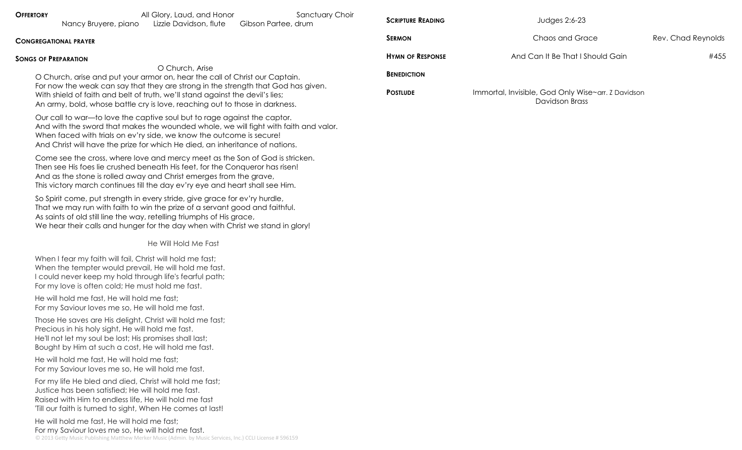**OFFERTORY** All Glory, Laud, and Honor — Sanctuary Choir
Nancy Bruyere, piano — Lizzie Davidson, flute — Gibson Partee, drum

**CONGREGATIONAL PRAYER**

**SONGS OF PREPARATION**

O Church, Arise

O Church, arise and put your armor on, hear the call of Christ our Captain.
For now the weak can say that they are strong in the strength that God has given.
With shield of faith and belt of truth, we'll stand against the devil's lies;
An army, bold, whose battle cry is love, reaching out to those in darkness.

Our call to war—to love the captive soul but to rage against the captor.
And with the sword that makes the wounded whole, we will fight with faith and valor.
When faced with trials on ev'ry side, we know the outcome is secure!
And Christ will have the prize for which He died, an inheritance of nations.

Come see the cross, where love and mercy meet as the Son of God is stricken.
Then see His foes lie crushed beneath His feet, for the Conqueror has risen!
And as the stone is rolled away and Christ emerges from the grave,
This victory march continues till the day ev'ry eye and heart shall see Him.

So Spirit come, put strength in every stride, give grace for ev'ry hurdle,
That we may run with faith to win the prize of a servant good and faithful.
As saints of old still line the way, retelling triumphs of His grace,
We hear their calls and hunger for the day when with Christ we stand in glory!

He Will Hold Me Fast

When I fear my faith will fail, Christ will hold me fast;
When the tempter would prevail, He will hold me fast.
I could never keep my hold through life's fearful path;
For my love is often cold; He must hold me fast.

He will hold me fast, He will hold me fast;
For my Saviour loves me so, He will hold me fast.

Those He saves are His delight, Christ will hold me fast;
Precious in his holy sight, He will hold me fast.
He'll not let my soul be lost; His promises shall last;
Bought by Him at such a cost, He will hold me fast.

He will hold me fast, He will hold me fast;
For my Saviour loves me so, He will hold me fast.

For my life He bled and died, Christ will hold me fast;
Justice has been satisfied; He will hold me fast.
Raised with Him to endless life, He will hold me fast
'Till our faith is turned to sight, When He comes at last!

He will hold me fast, He will hold me fast;
For my Saviour loves me so, He will hold me fast.

© 2013 Getty Music Publishing Matthew Merker Music (Admin. by Music Services, Inc.) CCLI License # 596159

**SCRIPTURE READING** Judges 2:6-23

**SERMON** Chaos and Grace — Rev. Chad Reynolds

**HYMN OF RESPONSE** And Can It Be That I Should Gain — #455

**BENEDICTION**

**POSTLUDE** Immortal, Invisible, God Only Wise~arr. Z Davidson
Davidson Brass